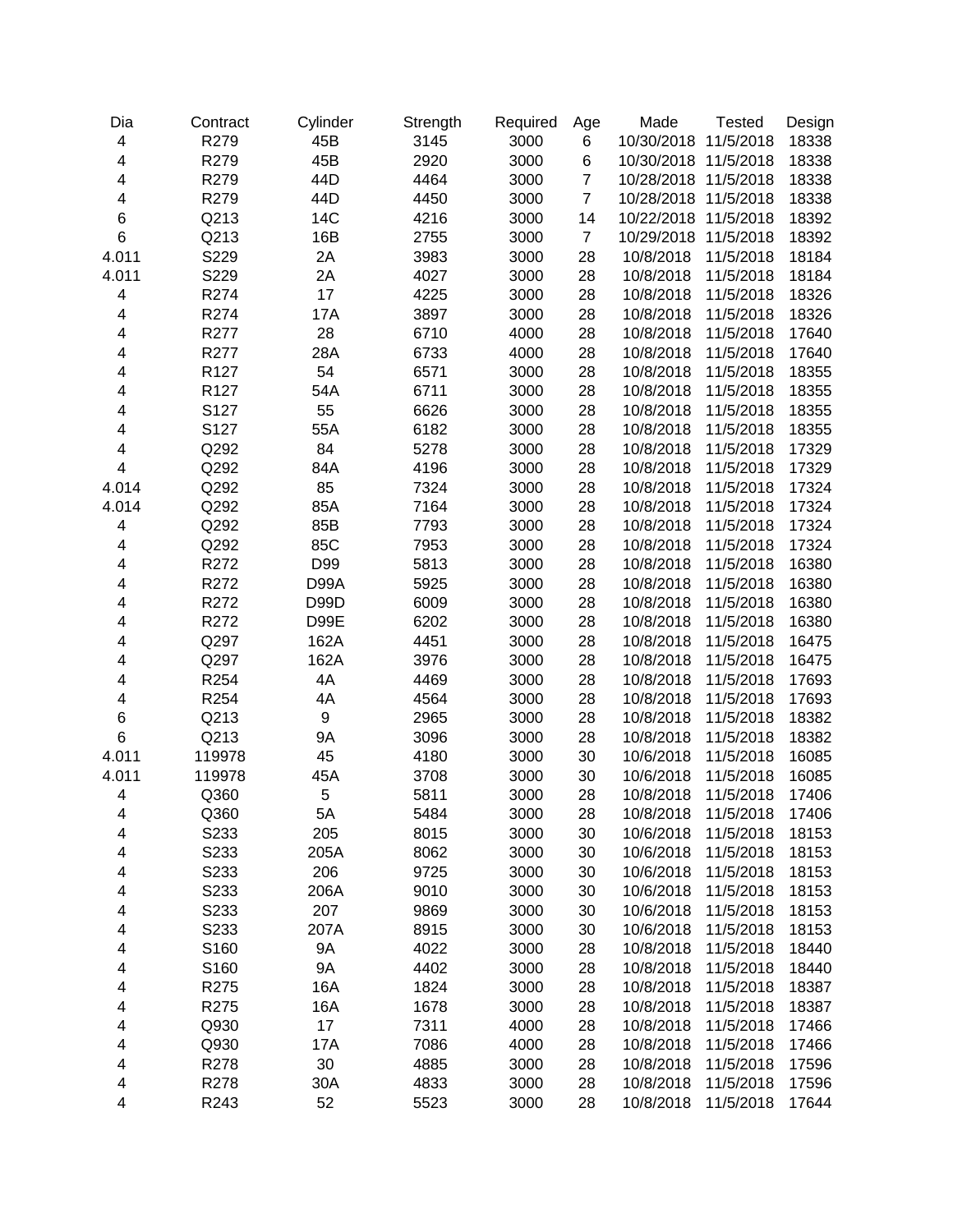| Dia | Contract | Cylinder | Strength | Required | Age | Made | Tested | Design |
|---|---|---|---|---|---|---|---|---|
| 4 | R279 | 45B | 3145 | 3000 | 6 | 10/30/2018 | 11/5/2018 | 18338 |
| 4 | R279 | 45B | 2920 | 3000 | 6 | 10/30/2018 | 11/5/2018 | 18338 |
| 4 | R279 | 44D | 4464 | 3000 | 7 | 10/28/2018 | 11/5/2018 | 18338 |
| 4 | R279 | 44D | 4450 | 3000 | 7 | 10/28/2018 | 11/5/2018 | 18338 |
| 6 | Q213 | 14C | 4216 | 3000 | 14 | 10/22/2018 | 11/5/2018 | 18392 |
| 6 | Q213 | 16B | 2755 | 3000 | 7 | 10/29/2018 | 11/5/2018 | 18392 |
| 4.011 | S229 | 2A | 3983 | 3000 | 28 | 10/8/2018 | 11/5/2018 | 18184 |
| 4.011 | S229 | 2A | 4027 | 3000 | 28 | 10/8/2018 | 11/5/2018 | 18184 |
| 4 | R274 | 17 | 4225 | 3000 | 28 | 10/8/2018 | 11/5/2018 | 18326 |
| 4 | R274 | 17A | 3897 | 3000 | 28 | 10/8/2018 | 11/5/2018 | 18326 |
| 4 | R277 | 28 | 6710 | 4000 | 28 | 10/8/2018 | 11/5/2018 | 17640 |
| 4 | R277 | 28A | 6733 | 4000 | 28 | 10/8/2018 | 11/5/2018 | 17640 |
| 4 | R127 | 54 | 6571 | 3000 | 28 | 10/8/2018 | 11/5/2018 | 18355 |
| 4 | R127 | 54A | 6711 | 3000 | 28 | 10/8/2018 | 11/5/2018 | 18355 |
| 4 | S127 | 55 | 6626 | 3000 | 28 | 10/8/2018 | 11/5/2018 | 18355 |
| 4 | S127 | 55A | 6182 | 3000 | 28 | 10/8/2018 | 11/5/2018 | 18355 |
| 4 | Q292 | 84 | 5278 | 3000 | 28 | 10/8/2018 | 11/5/2018 | 17329 |
| 4 | Q292 | 84A | 4196 | 3000 | 28 | 10/8/2018 | 11/5/2018 | 17329 |
| 4.014 | Q292 | 85 | 7324 | 3000 | 28 | 10/8/2018 | 11/5/2018 | 17324 |
| 4.014 | Q292 | 85A | 7164 | 3000 | 28 | 10/8/2018 | 11/5/2018 | 17324 |
| 4 | Q292 | 85B | 7793 | 3000 | 28 | 10/8/2018 | 11/5/2018 | 17324 |
| 4 | Q292 | 85C | 7953 | 3000 | 28 | 10/8/2018 | 11/5/2018 | 17324 |
| 4 | R272 | D99 | 5813 | 3000 | 28 | 10/8/2018 | 11/5/2018 | 16380 |
| 4 | R272 | D99A | 5925 | 3000 | 28 | 10/8/2018 | 11/5/2018 | 16380 |
| 4 | R272 | D99D | 6009 | 3000 | 28 | 10/8/2018 | 11/5/2018 | 16380 |
| 4 | R272 | D99E | 6202 | 3000 | 28 | 10/8/2018 | 11/5/2018 | 16380 |
| 4 | Q297 | 162A | 4451 | 3000 | 28 | 10/8/2018 | 11/5/2018 | 16475 |
| 4 | Q297 | 162A | 3976 | 3000 | 28 | 10/8/2018 | 11/5/2018 | 16475 |
| 4 | R254 | 4A | 4469 | 3000 | 28 | 10/8/2018 | 11/5/2018 | 17693 |
| 4 | R254 | 4A | 4564 | 3000 | 28 | 10/8/2018 | 11/5/2018 | 17693 |
| 6 | Q213 | 9 | 2965 | 3000 | 28 | 10/8/2018 | 11/5/2018 | 18382 |
| 6 | Q213 | 9A | 3096 | 3000 | 28 | 10/8/2018 | 11/5/2018 | 18382 |
| 4.011 | 119978 | 45 | 4180 | 3000 | 30 | 10/6/2018 | 11/5/2018 | 16085 |
| 4.011 | 119978 | 45A | 3708 | 3000 | 30 | 10/6/2018 | 11/5/2018 | 16085 |
| 4 | Q360 | 5 | 5811 | 3000 | 28 | 10/8/2018 | 11/5/2018 | 17406 |
| 4 | Q360 | 5A | 5484 | 3000 | 28 | 10/8/2018 | 11/5/2018 | 17406 |
| 4 | S233 | 205 | 8015 | 3000 | 30 | 10/6/2018 | 11/5/2018 | 18153 |
| 4 | S233 | 205A | 8062 | 3000 | 30 | 10/6/2018 | 11/5/2018 | 18153 |
| 4 | S233 | 206 | 9725 | 3000 | 30 | 10/6/2018 | 11/5/2018 | 18153 |
| 4 | S233 | 206A | 9010 | 3000 | 30 | 10/6/2018 | 11/5/2018 | 18153 |
| 4 | S233 | 207 | 9869 | 3000 | 30 | 10/6/2018 | 11/5/2018 | 18153 |
| 4 | S233 | 207A | 8915 | 3000 | 30 | 10/6/2018 | 11/5/2018 | 18153 |
| 4 | S160 | 9A | 4022 | 3000 | 28 | 10/8/2018 | 11/5/2018 | 18440 |
| 4 | S160 | 9A | 4402 | 3000 | 28 | 10/8/2018 | 11/5/2018 | 18440 |
| 4 | R275 | 16A | 1824 | 3000 | 28 | 10/8/2018 | 11/5/2018 | 18387 |
| 4 | R275 | 16A | 1678 | 3000 | 28 | 10/8/2018 | 11/5/2018 | 18387 |
| 4 | Q930 | 17 | 7311 | 4000 | 28 | 10/8/2018 | 11/5/2018 | 17466 |
| 4 | Q930 | 17A | 7086 | 4000 | 28 | 10/8/2018 | 11/5/2018 | 17466 |
| 4 | R278 | 30 | 4885 | 3000 | 28 | 10/8/2018 | 11/5/2018 | 17596 |
| 4 | R278 | 30A | 4833 | 3000 | 28 | 10/8/2018 | 11/5/2018 | 17596 |
| 4 | R243 | 52 | 5523 | 3000 | 28 | 10/8/2018 | 11/5/2018 | 17644 |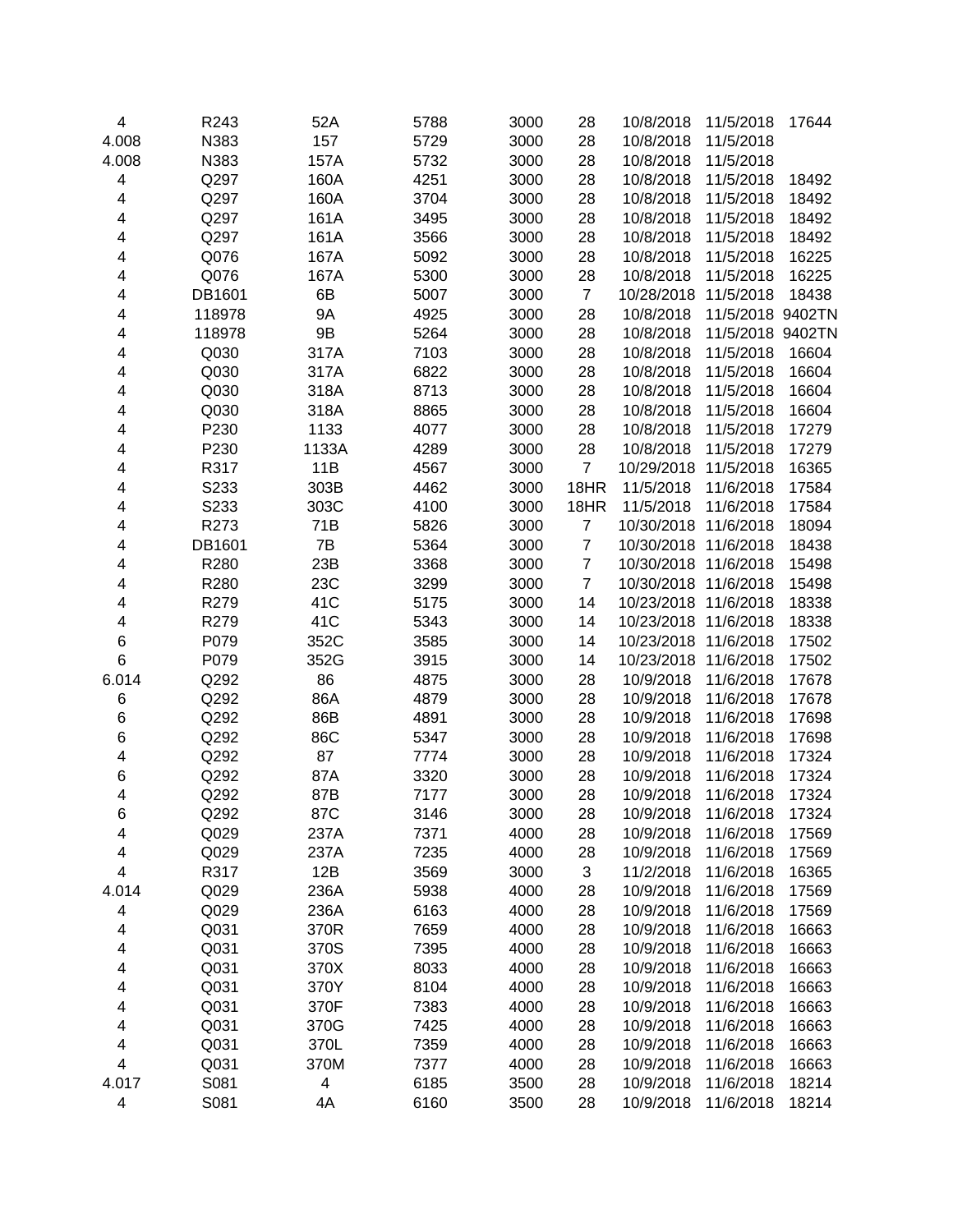| | | | | | | | | |
|---|---|---|---|---|---|---|---|---|
| 4 | R243 | 52A | 5788 | 3000 | 28 | 10/8/2018 | 11/5/2018 | 17644 |
| 4.008 | N383 | 157 | 5729 | 3000 | 28 | 10/8/2018 | 11/5/2018 | |
| 4.008 | N383 | 157A | 5732 | 3000 | 28 | 10/8/2018 | 11/5/2018 | |
| 4 | Q297 | 160A | 4251 | 3000 | 28 | 10/8/2018 | 11/5/2018 | 18492 |
| 4 | Q297 | 160A | 3704 | 3000 | 28 | 10/8/2018 | 11/5/2018 | 18492 |
| 4 | Q297 | 161A | 3495 | 3000 | 28 | 10/8/2018 | 11/5/2018 | 18492 |
| 4 | Q297 | 161A | 3566 | 3000 | 28 | 10/8/2018 | 11/5/2018 | 18492 |
| 4 | Q076 | 167A | 5092 | 3000 | 28 | 10/8/2018 | 11/5/2018 | 16225 |
| 4 | Q076 | 167A | 5300 | 3000 | 28 | 10/8/2018 | 11/5/2018 | 16225 |
| 4 | DB1601 | 6B | 5007 | 3000 | 7 | 10/28/2018 | 11/5/2018 | 18438 |
| 4 | 118978 | 9A | 4925 | 3000 | 28 | 10/8/2018 | 11/5/2018 | 9402TN |
| 4 | 118978 | 9B | 5264 | 3000 | 28 | 10/8/2018 | 11/5/2018 | 9402TN |
| 4 | Q030 | 317A | 7103 | 3000 | 28 | 10/8/2018 | 11/5/2018 | 16604 |
| 4 | Q030 | 317A | 6822 | 3000 | 28 | 10/8/2018 | 11/5/2018 | 16604 |
| 4 | Q030 | 318A | 8713 | 3000 | 28 | 10/8/2018 | 11/5/2018 | 16604 |
| 4 | Q030 | 318A | 8865 | 3000 | 28 | 10/8/2018 | 11/5/2018 | 16604 |
| 4 | P230 | 1133 | 4077 | 3000 | 28 | 10/8/2018 | 11/5/2018 | 17279 |
| 4 | P230 | 1133A | 4289 | 3000 | 28 | 10/8/2018 | 11/5/2018 | 17279 |
| 4 | R317 | 11B | 4567 | 3000 | 7 | 10/29/2018 | 11/5/2018 | 16365 |
| 4 | S233 | 303B | 4462 | 3000 | 18HR | 11/5/2018 | 11/6/2018 | 17584 |
| 4 | S233 | 303C | 4100 | 3000 | 18HR | 11/5/2018 | 11/6/2018 | 17584 |
| 4 | R273 | 71B | 5826 | 3000 | 7 | 10/30/2018 | 11/6/2018 | 18094 |
| 4 | DB1601 | 7B | 5364 | 3000 | 7 | 10/30/2018 | 11/6/2018 | 18438 |
| 4 | R280 | 23B | 3368 | 3000 | 7 | 10/30/2018 | 11/6/2018 | 15498 |
| 4 | R280 | 23C | 3299 | 3000 | 7 | 10/30/2018 | 11/6/2018 | 15498 |
| 4 | R279 | 41C | 5175 | 3000 | 14 | 10/23/2018 | 11/6/2018 | 18338 |
| 4 | R279 | 41C | 5343 | 3000 | 14 | 10/23/2018 | 11/6/2018 | 18338 |
| 6 | P079 | 352C | 3585 | 3000 | 14 | 10/23/2018 | 11/6/2018 | 17502 |
| 6 | P079 | 352G | 3915 | 3000 | 14 | 10/23/2018 | 11/6/2018 | 17502 |
| 6.014 | Q292 | 86 | 4875 | 3000 | 28 | 10/9/2018 | 11/6/2018 | 17678 |
| 6 | Q292 | 86A | 4879 | 3000 | 28 | 10/9/2018 | 11/6/2018 | 17678 |
| 6 | Q292 | 86B | 4891 | 3000 | 28 | 10/9/2018 | 11/6/2018 | 17698 |
| 6 | Q292 | 86C | 5347 | 3000 | 28 | 10/9/2018 | 11/6/2018 | 17698 |
| 4 | Q292 | 87 | 7774 | 3000 | 28 | 10/9/2018 | 11/6/2018 | 17324 |
| 6 | Q292 | 87A | 3320 | 3000 | 28 | 10/9/2018 | 11/6/2018 | 17324 |
| 4 | Q292 | 87B | 7177 | 3000 | 28 | 10/9/2018 | 11/6/2018 | 17324 |
| 6 | Q292 | 87C | 3146 | 3000 | 28 | 10/9/2018 | 11/6/2018 | 17324 |
| 4 | Q029 | 237A | 7371 | 4000 | 28 | 10/9/2018 | 11/6/2018 | 17569 |
| 4 | Q029 | 237A | 7235 | 4000 | 28 | 10/9/2018 | 11/6/2018 | 17569 |
| 4 | R317 | 12B | 3569 | 3000 | 3 | 11/2/2018 | 11/6/2018 | 16365 |
| 4.014 | Q029 | 236A | 5938 | 4000 | 28 | 10/9/2018 | 11/6/2018 | 17569 |
| 4 | Q029 | 236A | 6163 | 4000 | 28 | 10/9/2018 | 11/6/2018 | 17569 |
| 4 | Q031 | 370R | 7659 | 4000 | 28 | 10/9/2018 | 11/6/2018 | 16663 |
| 4 | Q031 | 370S | 7395 | 4000 | 28 | 10/9/2018 | 11/6/2018 | 16663 |
| 4 | Q031 | 370X | 8033 | 4000 | 28 | 10/9/2018 | 11/6/2018 | 16663 |
| 4 | Q031 | 370Y | 8104 | 4000 | 28 | 10/9/2018 | 11/6/2018 | 16663 |
| 4 | Q031 | 370F | 7383 | 4000 | 28 | 10/9/2018 | 11/6/2018 | 16663 |
| 4 | Q031 | 370G | 7425 | 4000 | 28 | 10/9/2018 | 11/6/2018 | 16663 |
| 4 | Q031 | 370L | 7359 | 4000 | 28 | 10/9/2018 | 11/6/2018 | 16663 |
| 4 | Q031 | 370M | 7377 | 4000 | 28 | 10/9/2018 | 11/6/2018 | 16663 |
| 4.017 | S081 | 4 | 6185 | 3500 | 28 | 10/9/2018 | 11/6/2018 | 18214 |
| 4 | S081 | 4A | 6160 | 3500 | 28 | 10/9/2018 | 11/6/2018 | 18214 |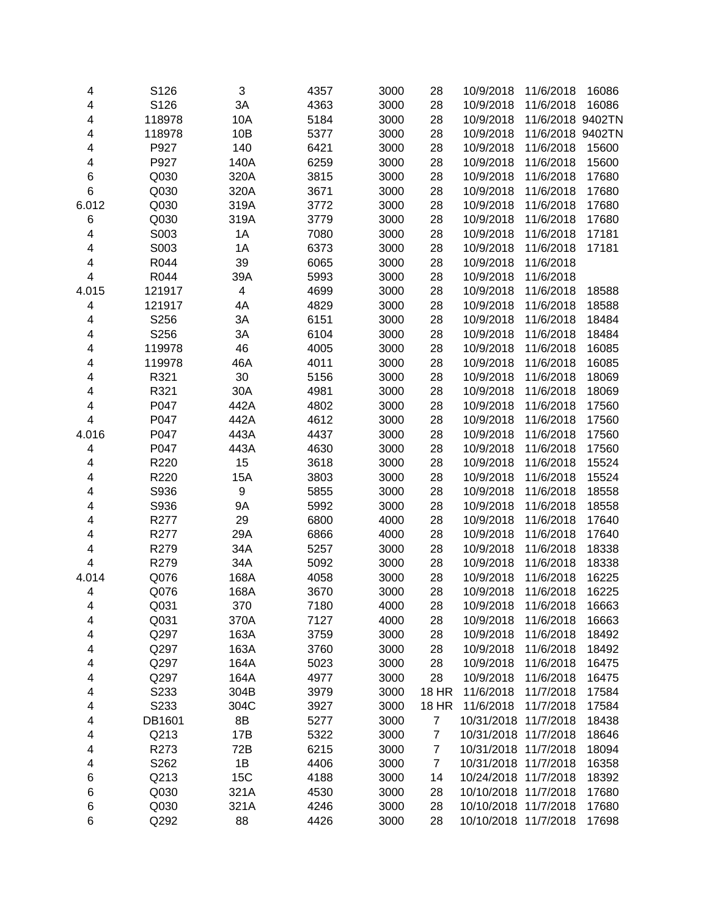| | | | | | | | | |
|---|---|---|---|---|---|---|---|---|
| 4 | S126 | 3 | 4357 | 3000 | 28 | 10/9/2018 | 11/6/2018 | 16086 |
| 4 | S126 | 3A | 4363 | 3000 | 28 | 10/9/2018 | 11/6/2018 | 16086 |
| 4 | 118978 | 10A | 5184 | 3000 | 28 | 10/9/2018 | 11/6/2018 | 9402TN |
| 4 | 118978 | 10B | 5377 | 3000 | 28 | 10/9/2018 | 11/6/2018 | 9402TN |
| 4 | P927 | 140 | 6421 | 3000 | 28 | 10/9/2018 | 11/6/2018 | 15600 |
| 4 | P927 | 140A | 6259 | 3000 | 28 | 10/9/2018 | 11/6/2018 | 15600 |
| 6 | Q030 | 320A | 3815 | 3000 | 28 | 10/9/2018 | 11/6/2018 | 17680 |
| 6 | Q030 | 320A | 3671 | 3000 | 28 | 10/9/2018 | 11/6/2018 | 17680 |
| 6.012 | Q030 | 319A | 3772 | 3000 | 28 | 10/9/2018 | 11/6/2018 | 17680 |
| 6 | Q030 | 319A | 3779 | 3000 | 28 | 10/9/2018 | 11/6/2018 | 17680 |
| 4 | S003 | 1A | 7080 | 3000 | 28 | 10/9/2018 | 11/6/2018 | 17181 |
| 4 | S003 | 1A | 6373 | 3000 | 28 | 10/9/2018 | 11/6/2018 | 17181 |
| 4 | R044 | 39 | 6065 | 3000 | 28 | 10/9/2018 | 11/6/2018 | |
| 4 | R044 | 39A | 5993 | 3000 | 28 | 10/9/2018 | 11/6/2018 | |
| 4.015 | 121917 | 4 | 4699 | 3000 | 28 | 10/9/2018 | 11/6/2018 | 18588 |
| 4 | 121917 | 4A | 4829 | 3000 | 28 | 10/9/2018 | 11/6/2018 | 18588 |
| 4 | S256 | 3A | 6151 | 3000 | 28 | 10/9/2018 | 11/6/2018 | 18484 |
| 4 | S256 | 3A | 6104 | 3000 | 28 | 10/9/2018 | 11/6/2018 | 18484 |
| 4 | 119978 | 46 | 4005 | 3000 | 28 | 10/9/2018 | 11/6/2018 | 16085 |
| 4 | 119978 | 46A | 4011 | 3000 | 28 | 10/9/2018 | 11/6/2018 | 16085 |
| 4 | R321 | 30 | 5156 | 3000 | 28 | 10/9/2018 | 11/6/2018 | 18069 |
| 4 | R321 | 30A | 4981 | 3000 | 28 | 10/9/2018 | 11/6/2018 | 18069 |
| 4 | P047 | 442A | 4802 | 3000 | 28 | 10/9/2018 | 11/6/2018 | 17560 |
| 4 | P047 | 442A | 4612 | 3000 | 28 | 10/9/2018 | 11/6/2018 | 17560 |
| 4.016 | P047 | 443A | 4437 | 3000 | 28 | 10/9/2018 | 11/6/2018 | 17560 |
| 4 | P047 | 443A | 4630 | 3000 | 28 | 10/9/2018 | 11/6/2018 | 17560 |
| 4 | R220 | 15 | 3618 | 3000 | 28 | 10/9/2018 | 11/6/2018 | 15524 |
| 4 | R220 | 15A | 3803 | 3000 | 28 | 10/9/2018 | 11/6/2018 | 15524 |
| 4 | S936 | 9 | 5855 | 3000 | 28 | 10/9/2018 | 11/6/2018 | 18558 |
| 4 | S936 | 9A | 5992 | 3000 | 28 | 10/9/2018 | 11/6/2018 | 18558 |
| 4 | R277 | 29 | 6800 | 4000 | 28 | 10/9/2018 | 11/6/2018 | 17640 |
| 4 | R277 | 29A | 6866 | 4000 | 28 | 10/9/2018 | 11/6/2018 | 17640 |
| 4 | R279 | 34A | 5257 | 3000 | 28 | 10/9/2018 | 11/6/2018 | 18338 |
| 4 | R279 | 34A | 5092 | 3000 | 28 | 10/9/2018 | 11/6/2018 | 18338 |
| 4.014 | Q076 | 168A | 4058 | 3000 | 28 | 10/9/2018 | 11/6/2018 | 16225 |
| 4 | Q076 | 168A | 3670 | 3000 | 28 | 10/9/2018 | 11/6/2018 | 16225 |
| 4 | Q031 | 370 | 7180 | 4000 | 28 | 10/9/2018 | 11/6/2018 | 16663 |
| 4 | Q031 | 370A | 7127 | 4000 | 28 | 10/9/2018 | 11/6/2018 | 16663 |
| 4 | Q297 | 163A | 3759 | 3000 | 28 | 10/9/2018 | 11/6/2018 | 18492 |
| 4 | Q297 | 163A | 3760 | 3000 | 28 | 10/9/2018 | 11/6/2018 | 18492 |
| 4 | Q297 | 164A | 5023 | 3000 | 28 | 10/9/2018 | 11/6/2018 | 16475 |
| 4 | Q297 | 164A | 4977 | 3000 | 28 | 10/9/2018 | 11/6/2018 | 16475 |
| 4 | S233 | 304B | 3979 | 3000 | 18 HR | 11/6/2018 | 11/7/2018 | 17584 |
| 4 | S233 | 304C | 3927 | 3000 | 18 HR | 11/6/2018 | 11/7/2018 | 17584 |
| 4 | DB1601 | 8B | 5277 | 3000 | 7 | 10/31/2018 | 11/7/2018 | 18438 |
| 4 | Q213 | 17B | 5322 | 3000 | 7 | 10/31/2018 | 11/7/2018 | 18646 |
| 4 | R273 | 72B | 6215 | 3000 | 7 | 10/31/2018 | 11/7/2018 | 18094 |
| 4 | S262 | 1B | 4406 | 3000 | 7 | 10/31/2018 | 11/7/2018 | 16358 |
| 6 | Q213 | 15C | 4188 | 3000 | 14 | 10/24/2018 | 11/7/2018 | 18392 |
| 6 | Q030 | 321A | 4530 | 3000 | 28 | 10/10/2018 | 11/7/2018 | 17680 |
| 6 | Q030 | 321A | 4246 | 3000 | 28 | 10/10/2018 | 11/7/2018 | 17680 |
| 6 | Q292 | 88 | 4426 | 3000 | 28 | 10/10/2018 | 11/7/2018 | 17698 |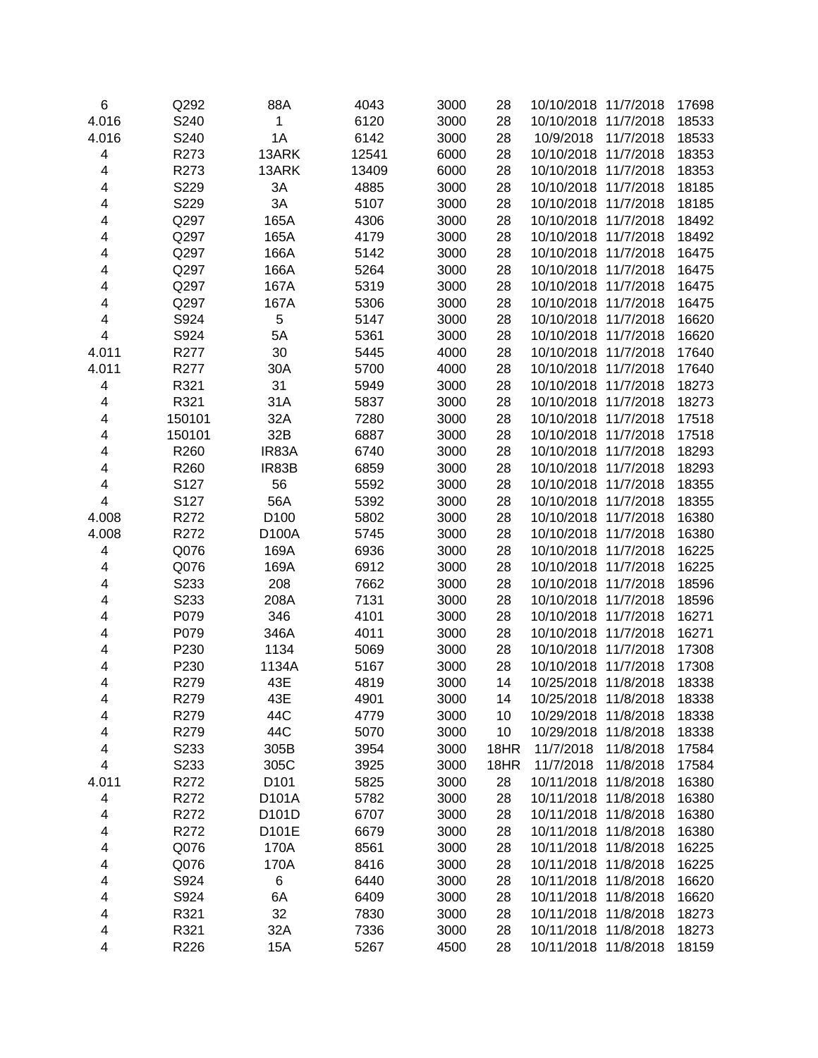| | | | | | | | | |
|---|---|---|---|---|---|---|---|---|
| 6 | Q292 | 88A | 4043 | 3000 | 28 | 10/10/2018 | 11/7/2018 | 17698 |
| 4.016 | S240 | 1 | 6120 | 3000 | 28 | 10/10/2018 | 11/7/2018 | 18533 |
| 4.016 | S240 | 1A | 6142 | 3000 | 28 | 10/9/2018 | 11/7/2018 | 18533 |
| 4 | R273 | 13ARK | 12541 | 6000 | 28 | 10/10/2018 | 11/7/2018 | 18353 |
| 4 | R273 | 13ARK | 13409 | 6000 | 28 | 10/10/2018 | 11/7/2018 | 18353 |
| 4 | S229 | 3A | 4885 | 3000 | 28 | 10/10/2018 | 11/7/2018 | 18185 |
| 4 | S229 | 3A | 5107 | 3000 | 28 | 10/10/2018 | 11/7/2018 | 18185 |
| 4 | Q297 | 165A | 4306 | 3000 | 28 | 10/10/2018 | 11/7/2018 | 18492 |
| 4 | Q297 | 165A | 4179 | 3000 | 28 | 10/10/2018 | 11/7/2018 | 18492 |
| 4 | Q297 | 166A | 5142 | 3000 | 28 | 10/10/2018 | 11/7/2018 | 16475 |
| 4 | Q297 | 166A | 5264 | 3000 | 28 | 10/10/2018 | 11/7/2018 | 16475 |
| 4 | Q297 | 167A | 5319 | 3000 | 28 | 10/10/2018 | 11/7/2018 | 16475 |
| 4 | Q297 | 167A | 5306 | 3000 | 28 | 10/10/2018 | 11/7/2018 | 16475 |
| 4 | S924 | 5 | 5147 | 3000 | 28 | 10/10/2018 | 11/7/2018 | 16620 |
| 4 | S924 | 5A | 5361 | 3000 | 28 | 10/10/2018 | 11/7/2018 | 16620 |
| 4.011 | R277 | 30 | 5445 | 4000 | 28 | 10/10/2018 | 11/7/2018 | 17640 |
| 4.011 | R277 | 30A | 5700 | 4000 | 28 | 10/10/2018 | 11/7/2018 | 17640 |
| 4 | R321 | 31 | 5949 | 3000 | 28 | 10/10/2018 | 11/7/2018 | 18273 |
| 4 | R321 | 31A | 5837 | 3000 | 28 | 10/10/2018 | 11/7/2018 | 18273 |
| 4 | 150101 | 32A | 7280 | 3000 | 28 | 10/10/2018 | 11/7/2018 | 17518 |
| 4 | 150101 | 32B | 6887 | 3000 | 28 | 10/10/2018 | 11/7/2018 | 17518 |
| 4 | R260 | IR83A | 6740 | 3000 | 28 | 10/10/2018 | 11/7/2018 | 18293 |
| 4 | R260 | IR83B | 6859 | 3000 | 28 | 10/10/2018 | 11/7/2018 | 18293 |
| 4 | S127 | 56 | 5592 | 3000 | 28 | 10/10/2018 | 11/7/2018 | 18355 |
| 4 | S127 | 56A | 5392 | 3000 | 28 | 10/10/2018 | 11/7/2018 | 18355 |
| 4.008 | R272 | D100 | 5802 | 3000 | 28 | 10/10/2018 | 11/7/2018 | 16380 |
| 4.008 | R272 | D100A | 5745 | 3000 | 28 | 10/10/2018 | 11/7/2018 | 16380 |
| 4 | Q076 | 169A | 6936 | 3000 | 28 | 10/10/2018 | 11/7/2018 | 16225 |
| 4 | Q076 | 169A | 6912 | 3000 | 28 | 10/10/2018 | 11/7/2018 | 16225 |
| 4 | S233 | 208 | 7662 | 3000 | 28 | 10/10/2018 | 11/7/2018 | 18596 |
| 4 | S233 | 208A | 7131 | 3000 | 28 | 10/10/2018 | 11/7/2018 | 18596 |
| 4 | P079 | 346 | 4101 | 3000 | 28 | 10/10/2018 | 11/7/2018 | 16271 |
| 4 | P079 | 346A | 4011 | 3000 | 28 | 10/10/2018 | 11/7/2018 | 16271 |
| 4 | P230 | 1134 | 5069 | 3000 | 28 | 10/10/2018 | 11/7/2018 | 17308 |
| 4 | P230 | 1134A | 5167 | 3000 | 28 | 10/10/2018 | 11/7/2018 | 17308 |
| 4 | R279 | 43E | 4819 | 3000 | 14 | 10/25/2018 | 11/8/2018 | 18338 |
| 4 | R279 | 43E | 4901 | 3000 | 14 | 10/25/2018 | 11/8/2018 | 18338 |
| 4 | R279 | 44C | 4779 | 3000 | 10 | 10/29/2018 | 11/8/2018 | 18338 |
| 4 | R279 | 44C | 5070 | 3000 | 10 | 10/29/2018 | 11/8/2018 | 18338 |
| 4 | S233 | 305B | 3954 | 3000 | 18HR | 11/7/2018 | 11/8/2018 | 17584 |
| 4 | S233 | 305C | 3925 | 3000 | 18HR | 11/7/2018 | 11/8/2018 | 17584 |
| 4.011 | R272 | D101 | 5825 | 3000 | 28 | 10/11/2018 | 11/8/2018 | 16380 |
| 4 | R272 | D101A | 5782 | 3000 | 28 | 10/11/2018 | 11/8/2018 | 16380 |
| 4 | R272 | D101D | 6707 | 3000 | 28 | 10/11/2018 | 11/8/2018 | 16380 |
| 4 | R272 | D101E | 6679 | 3000 | 28 | 10/11/2018 | 11/8/2018 | 16380 |
| 4 | Q076 | 170A | 8561 | 3000 | 28 | 10/11/2018 | 11/8/2018 | 16225 |
| 4 | Q076 | 170A | 8416 | 3000 | 28 | 10/11/2018 | 11/8/2018 | 16225 |
| 4 | S924 | 6 | 6440 | 3000 | 28 | 10/11/2018 | 11/8/2018 | 16620 |
| 4 | S924 | 6A | 6409 | 3000 | 28 | 10/11/2018 | 11/8/2018 | 16620 |
| 4 | R321 | 32 | 7830 | 3000 | 28 | 10/11/2018 | 11/8/2018 | 18273 |
| 4 | R321 | 32A | 7336 | 3000 | 28 | 10/11/2018 | 11/8/2018 | 18273 |
| 4 | R226 | 15A | 5267 | 4500 | 28 | 10/11/2018 | 11/8/2018 | 18159 |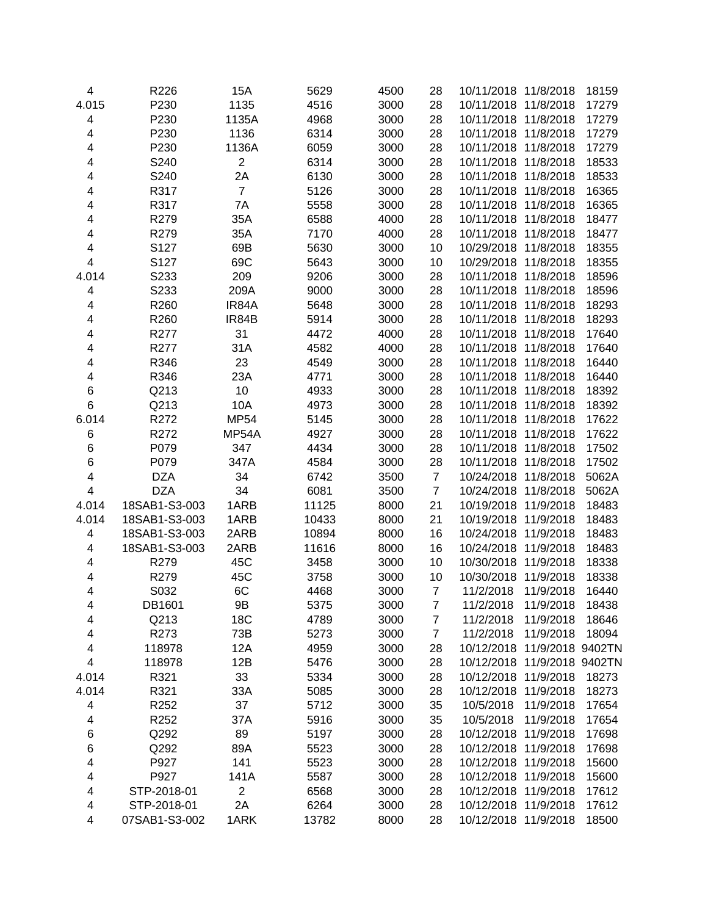| | | | | | | | | |
|---|---|---|---|---|---|---|---|---|
| 4 | R226 | 15A | 5629 | 4500 | 28 | 10/11/2018 | 11/8/2018 | 18159 |
| 4.015 | P230 | 1135 | 4516 | 3000 | 28 | 10/11/2018 | 11/8/2018 | 17279 |
| 4 | P230 | 1135A | 4968 | 3000 | 28 | 10/11/2018 | 11/8/2018 | 17279 |
| 4 | P230 | 1136 | 6314 | 3000 | 28 | 10/11/2018 | 11/8/2018 | 17279 |
| 4 | P230 | 1136A | 6059 | 3000 | 28 | 10/11/2018 | 11/8/2018 | 17279 |
| 4 | S240 | 2 | 6314 | 3000 | 28 | 10/11/2018 | 11/8/2018 | 18533 |
| 4 | S240 | 2A | 6130 | 3000 | 28 | 10/11/2018 | 11/8/2018 | 18533 |
| 4 | R317 | 7 | 5126 | 3000 | 28 | 10/11/2018 | 11/8/2018 | 16365 |
| 4 | R317 | 7A | 5558 | 3000 | 28 | 10/11/2018 | 11/8/2018 | 16365 |
| 4 | R279 | 35A | 6588 | 4000 | 28 | 10/11/2018 | 11/8/2018 | 18477 |
| 4 | R279 | 35A | 7170 | 4000 | 28 | 10/11/2018 | 11/8/2018 | 18477 |
| 4 | S127 | 69B | 5630 | 3000 | 10 | 10/29/2018 | 11/8/2018 | 18355 |
| 4 | S127 | 69C | 5643 | 3000 | 10 | 10/29/2018 | 11/8/2018 | 18355 |
| 4.014 | S233 | 209 | 9206 | 3000 | 28 | 10/11/2018 | 11/8/2018 | 18596 |
| 4 | S233 | 209A | 9000 | 3000 | 28 | 10/11/2018 | 11/8/2018 | 18596 |
| 4 | R260 | IR84A | 5648 | 3000 | 28 | 10/11/2018 | 11/8/2018 | 18293 |
| 4 | R260 | IR84B | 5914 | 3000 | 28 | 10/11/2018 | 11/8/2018 | 18293 |
| 4 | R277 | 31 | 4472 | 4000 | 28 | 10/11/2018 | 11/8/2018 | 17640 |
| 4 | R277 | 31A | 4582 | 4000 | 28 | 10/11/2018 | 11/8/2018 | 17640 |
| 4 | R346 | 23 | 4549 | 3000 | 28 | 10/11/2018 | 11/8/2018 | 16440 |
| 4 | R346 | 23A | 4771 | 3000 | 28 | 10/11/2018 | 11/8/2018 | 16440 |
| 6 | Q213 | 10 | 4933 | 3000 | 28 | 10/11/2018 | 11/8/2018 | 18392 |
| 6 | Q213 | 10A | 4973 | 3000 | 28 | 10/11/2018 | 11/8/2018 | 18392 |
| 6.014 | R272 | MP54 | 5145 | 3000 | 28 | 10/11/2018 | 11/8/2018 | 17622 |
| 6 | R272 | MP54A | 4927 | 3000 | 28 | 10/11/2018 | 11/8/2018 | 17622 |
| 6 | P079 | 347 | 4434 | 3000 | 28 | 10/11/2018 | 11/8/2018 | 17502 |
| 6 | P079 | 347A | 4584 | 3000 | 28 | 10/11/2018 | 11/8/2018 | 17502 |
| 4 | DZA | 34 | 6742 | 3500 | 7 | 10/24/2018 | 11/8/2018 | 5062A |
| 4 | DZA | 34 | 6081 | 3500 | 7 | 10/24/2018 | 11/8/2018 | 5062A |
| 4.014 | 18SAB1-S3-003 | 1ARB | 11125 | 8000 | 21 | 10/19/2018 | 11/9/2018 | 18483 |
| 4.014 | 18SAB1-S3-003 | 1ARB | 10433 | 8000 | 21 | 10/19/2018 | 11/9/2018 | 18483 |
| 4 | 18SAB1-S3-003 | 2ARB | 10894 | 8000 | 16 | 10/24/2018 | 11/9/2018 | 18483 |
| 4 | 18SAB1-S3-003 | 2ARB | 11616 | 8000 | 16 | 10/24/2018 | 11/9/2018 | 18483 |
| 4 | R279 | 45C | 3458 | 3000 | 10 | 10/30/2018 | 11/9/2018 | 18338 |
| 4 | R279 | 45C | 3758 | 3000 | 10 | 10/30/2018 | 11/9/2018 | 18338 |
| 4 | S032 | 6C | 4468 | 3000 | 7 | 11/2/2018 | 11/9/2018 | 16440 |
| 4 | DB1601 | 9B | 5375 | 3000 | 7 | 11/2/2018 | 11/9/2018 | 18438 |
| 4 | Q213 | 18C | 4789 | 3000 | 7 | 11/2/2018 | 11/9/2018 | 18646 |
| 4 | R273 | 73B | 5273 | 3000 | 7 | 11/2/2018 | 11/9/2018 | 18094 |
| 4 | 118978 | 12A | 4959 | 3000 | 28 | 10/12/2018 | 11/9/2018 | 9402TN |
| 4 | 118978 | 12B | 5476 | 3000 | 28 | 10/12/2018 | 11/9/2018 | 9402TN |
| 4.014 | R321 | 33 | 5334 | 3000 | 28 | 10/12/2018 | 11/9/2018 | 18273 |
| 4.014 | R321 | 33A | 5085 | 3000 | 28 | 10/12/2018 | 11/9/2018 | 18273 |
| 4 | R252 | 37 | 5712 | 3000 | 35 | 10/5/2018 | 11/9/2018 | 17654 |
| 4 | R252 | 37A | 5916 | 3000 | 35 | 10/5/2018 | 11/9/2018 | 17654 |
| 6 | Q292 | 89 | 5197 | 3000 | 28 | 10/12/2018 | 11/9/2018 | 17698 |
| 6 | Q292 | 89A | 5523 | 3000 | 28 | 10/12/2018 | 11/9/2018 | 17698 |
| 4 | P927 | 141 | 5523 | 3000 | 28 | 10/12/2018 | 11/9/2018 | 15600 |
| 4 | P927 | 141A | 5587 | 3000 | 28 | 10/12/2018 | 11/9/2018 | 15600 |
| 4 | STP-2018-01 | 2 | 6568 | 3000 | 28 | 10/12/2018 | 11/9/2018 | 17612 |
| 4 | STP-2018-01 | 2A | 6264 | 3000 | 28 | 10/12/2018 | 11/9/2018 | 17612 |
| 4 | 07SAB1-S3-002 | 1ARK | 13782 | 8000 | 28 | 10/12/2018 | 11/9/2018 | 18500 |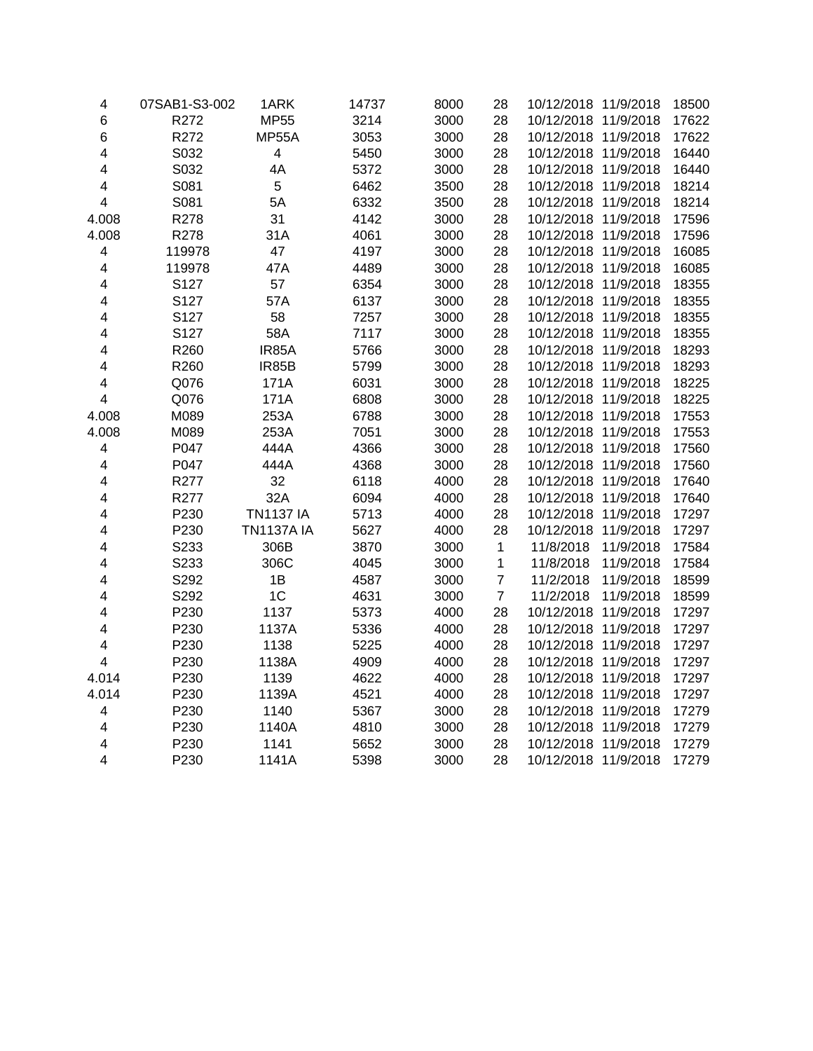| | | | | | | | | |
|---|---|---|---|---|---|---|---|---|
| 4 | 07SAB1-S3-002 | 1ARK | 14737 | 8000 | 28 | 10/12/2018 | 11/9/2018 | 18500 |
| 6 | R272 | MP55 | 3214 | 3000 | 28 | 10/12/2018 | 11/9/2018 | 17622 |
| 6 | R272 | MP55A | 3053 | 3000 | 28 | 10/12/2018 | 11/9/2018 | 17622 |
| 4 | S032 | 4 | 5450 | 3000 | 28 | 10/12/2018 | 11/9/2018 | 16440 |
| 4 | S032 | 4A | 5372 | 3000 | 28 | 10/12/2018 | 11/9/2018 | 16440 |
| 4 | S081 | 5 | 6462 | 3500 | 28 | 10/12/2018 | 11/9/2018 | 18214 |
| 4 | S081 | 5A | 6332 | 3500 | 28 | 10/12/2018 | 11/9/2018 | 18214 |
| 4.008 | R278 | 31 | 4142 | 3000 | 28 | 10/12/2018 | 11/9/2018 | 17596 |
| 4.008 | R278 | 31A | 4061 | 3000 | 28 | 10/12/2018 | 11/9/2018 | 17596 |
| 4 | 119978 | 47 | 4197 | 3000 | 28 | 10/12/2018 | 11/9/2018 | 16085 |
| 4 | 119978 | 47A | 4489 | 3000 | 28 | 10/12/2018 | 11/9/2018 | 16085 |
| 4 | S127 | 57 | 6354 | 3000 | 28 | 10/12/2018 | 11/9/2018 | 18355 |
| 4 | S127 | 57A | 6137 | 3000 | 28 | 10/12/2018 | 11/9/2018 | 18355 |
| 4 | S127 | 58 | 7257 | 3000 | 28 | 10/12/2018 | 11/9/2018 | 18355 |
| 4 | S127 | 58A | 7117 | 3000 | 28 | 10/12/2018 | 11/9/2018 | 18355 |
| 4 | R260 | IR85A | 5766 | 3000 | 28 | 10/12/2018 | 11/9/2018 | 18293 |
| 4 | R260 | IR85B | 5799 | 3000 | 28 | 10/12/2018 | 11/9/2018 | 18293 |
| 4 | Q076 | 171A | 6031 | 3000 | 28 | 10/12/2018 | 11/9/2018 | 18225 |
| 4 | Q076 | 171A | 6808 | 3000 | 28 | 10/12/2018 | 11/9/2018 | 18225 |
| 4.008 | M089 | 253A | 6788 | 3000 | 28 | 10/12/2018 | 11/9/2018 | 17553 |
| 4.008 | M089 | 253A | 7051 | 3000 | 28 | 10/12/2018 | 11/9/2018 | 17553 |
| 4 | P047 | 444A | 4366 | 3000 | 28 | 10/12/2018 | 11/9/2018 | 17560 |
| 4 | P047 | 444A | 4368 | 3000 | 28 | 10/12/2018 | 11/9/2018 | 17560 |
| 4 | R277 | 32 | 6118 | 4000 | 28 | 10/12/2018 | 11/9/2018 | 17640 |
| 4 | R277 | 32A | 6094 | 4000 | 28 | 10/12/2018 | 11/9/2018 | 17640 |
| 4 | P230 | TN1137 IA | 5713 | 4000 | 28 | 10/12/2018 | 11/9/2018 | 17297 |
| 4 | P230 | TN1137A IA | 5627 | 4000 | 28 | 10/12/2018 | 11/9/2018 | 17297 |
| 4 | S233 | 306B | 3870 | 3000 | 1 | 11/8/2018 | 11/9/2018 | 17584 |
| 4 | S233 | 306C | 4045 | 3000 | 1 | 11/8/2018 | 11/9/2018 | 17584 |
| 4 | S292 | 1B | 4587 | 3000 | 7 | 11/2/2018 | 11/9/2018 | 18599 |
| 4 | S292 | 1C | 4631 | 3000 | 7 | 11/2/2018 | 11/9/2018 | 18599 |
| 4 | P230 | 1137 | 5373 | 4000 | 28 | 10/12/2018 | 11/9/2018 | 17297 |
| 4 | P230 | 1137A | 5336 | 4000 | 28 | 10/12/2018 | 11/9/2018 | 17297 |
| 4 | P230 | 1138 | 5225 | 4000 | 28 | 10/12/2018 | 11/9/2018 | 17297 |
| 4 | P230 | 1138A | 4909 | 4000 | 28 | 10/12/2018 | 11/9/2018 | 17297 |
| 4.014 | P230 | 1139 | 4622 | 4000 | 28 | 10/12/2018 | 11/9/2018 | 17297 |
| 4.014 | P230 | 1139A | 4521 | 4000 | 28 | 10/12/2018 | 11/9/2018 | 17297 |
| 4 | P230 | 1140 | 5367 | 3000 | 28 | 10/12/2018 | 11/9/2018 | 17279 |
| 4 | P230 | 1140A | 4810 | 3000 | 28 | 10/12/2018 | 11/9/2018 | 17279 |
| 4 | P230 | 1141 | 5652 | 3000 | 28 | 10/12/2018 | 11/9/2018 | 17279 |
| 4 | P230 | 1141A | 5398 | 3000 | 28 | 10/12/2018 | 11/9/2018 | 17279 |